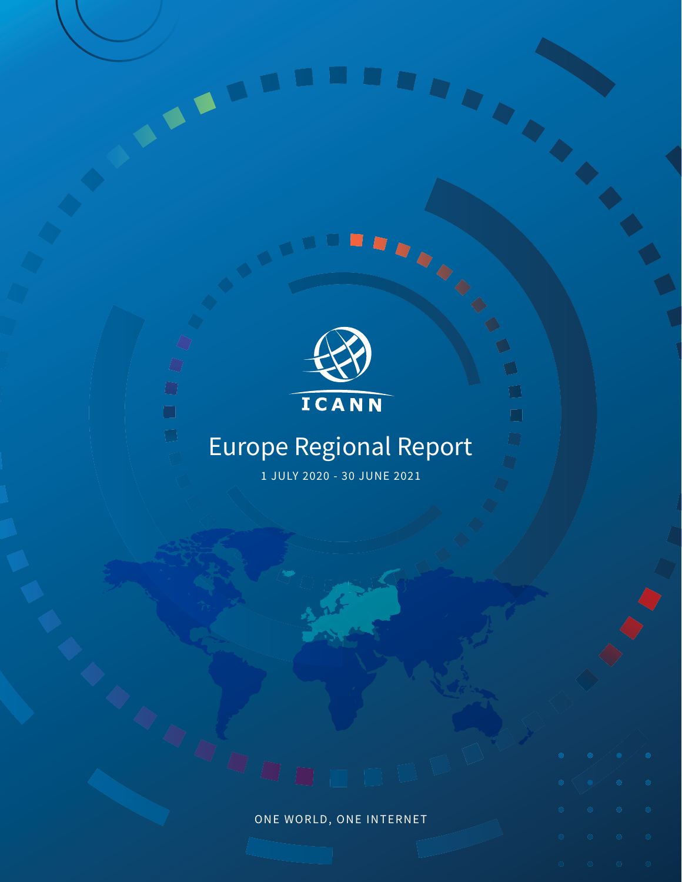ICANN

# Europe Regional Report

1 JULY 2020 - 30 JUNE 2021

ONE WORLD, ONE INTERNET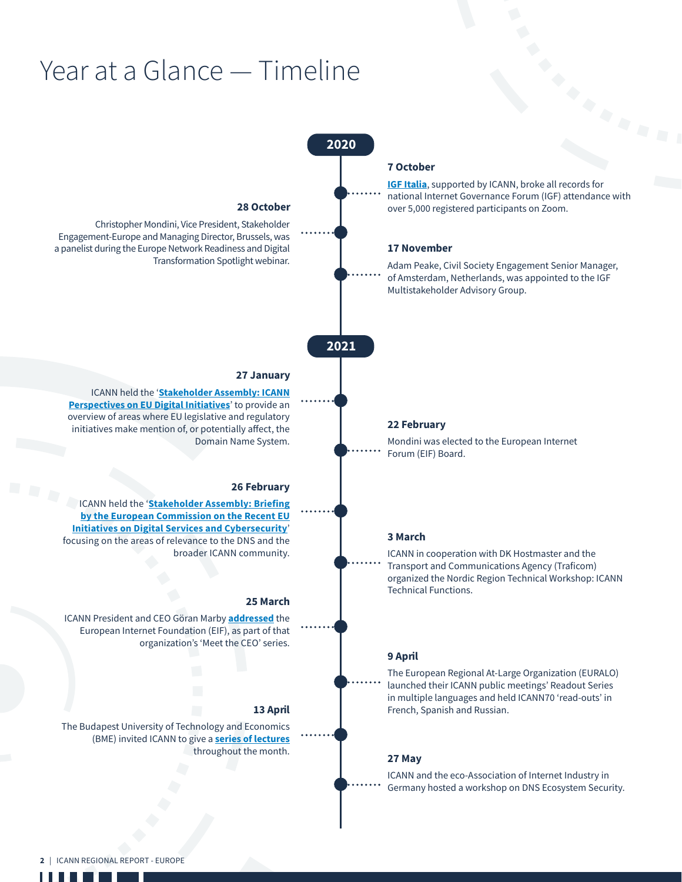# Year at a Glance — Timeline

## 2020

### 7 October

**IGF Italia**, supported by ICANN, broke all records for national Internet Governance Forum (IGF) attendance with over 5,000 registered participants on Zoom.

### 28 October

Christopher Mondini, Vice President, Stakeholder Engagement-Europe and Managing Director, Brussels, was a panelist during the Europe Network Readiness and Digital Transformation Spotlight webinar.

### 17 November

Adam Peake, Civil Society Engagement Senior Manager, of Amsterdam, Netherlands, was appointed to the IGF Multistakeholder Advisory Group.

## 2021

### 27 January

ICANN held the '**Stakeholder Assembly: ICANN Perspectives on EU Digital Initiatives**' to provide an overview of areas where EU legislative and regulatory initiatives make mention of, or potentially affect, the Domain Name System.

### 22 February

Mondini was elected to the European Internet Forum (EIF) Board.

### 26 February

ICANN held the '**Stakeholder Assembly: Briefing by the European Commission on the Recent EU Initiatives on Digital Services and Cybersecurity**' focusing on the areas of relevance to the DNS and the broader ICANN community.

### 3 March

ICANN in cooperation with DK Hostmaster and the Transport and Communications Agency (Traficom) organized the Nordic Region Technical Workshop: ICANN Technical Functions.

### 25 March

ICANN President and CEO Göran Marby **addressed** the European Internet Foundation (EIF), as part of that organization's 'Meet the CEO' series.

### 9 April

The European Regional At-Large Organization (EURALO) launched their ICANN public meetings' Readout Series in multiple languages and held ICANN70 'read-outs' in French, Spanish and Russian.

### 13 April

The Budapest University of Technology and Economics (BME) invited ICANN to give a **series of lectures** throughout the month.

### 27 May

ICANN and the eco-Association of Internet Industry in Germany hosted a workshop on DNS Ecosystem Security.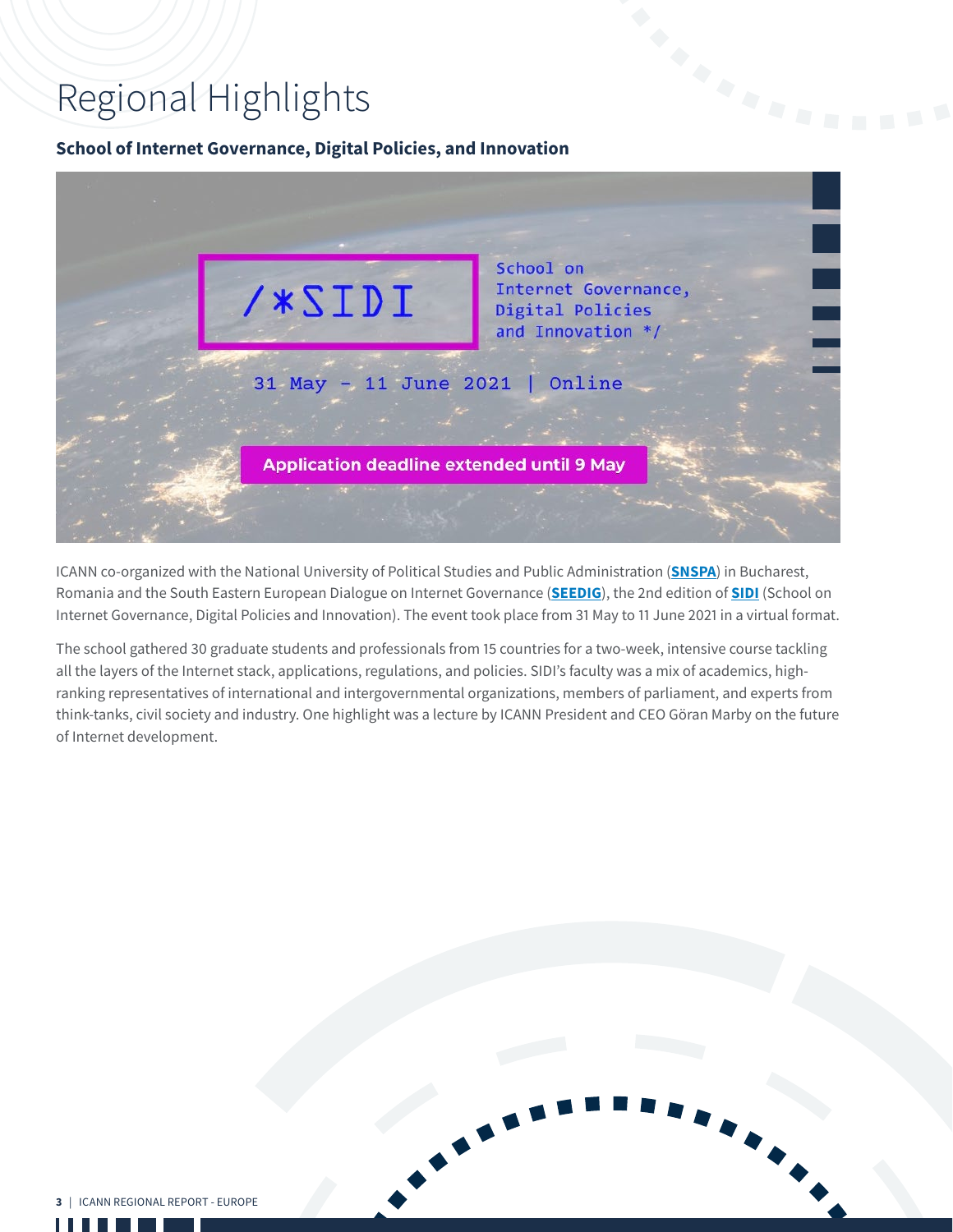# Regional Highlights

### School of Internet Governance, Digital Policies, and Innovation

/*SIDI

School on Internet Governance, Digital Policies and Innovation */

31 May - 11 June 2021 | Online

Application deadline extended until 9 May

ICANN co-organized with the National University of Political Studies and Public Administration (**SNSPA**) in Bucharest, Romania and the South Eastern European Dialogue on Internet Governance (**SEEDIG**), the 2nd edition of **SIDI** (School on Internet Governance, Digital Policies and Innovation). The event took place from 31 May to 11 June 2021 in a virtual format.

The school gathered 30 graduate students and professionals from 15 countries for a two-week, intensive course tackling all the layers of the Internet stack, applications, regulations, and policies. SIDI's faculty was a mix of academics, high-ranking representatives of international and intergovernmental organizations, members of parliament, and experts from think-tanks, civil society and industry. One highlight was a lecture by ICANN President and CEO Göran Marby on the future of Internet development.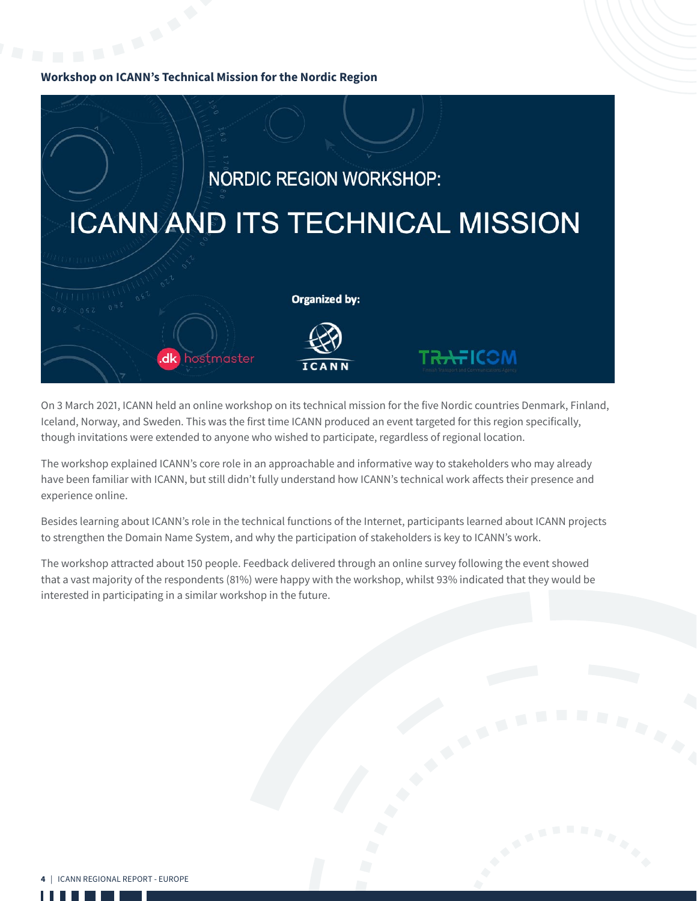**Workshop on ICANN's Technical Mission for the Nordic Region**

NORDIC REGION WORKSHOP:

ICANN AND ITS TECHNICAL MISSION

Organized by:

On 3 March 2021, ICANN held an online workshop on its technical mission for the five Nordic countries Denmark, Finland, Iceland, Norway, and Sweden. This was the first time ICANN produced an event targeted for this region specifically, though invitations were extended to anyone who wished to participate, regardless of regional location.

The workshop explained ICANN's core role in an approachable and informative way to stakeholders who may already have been familiar with ICANN, but still didn't fully understand how ICANN's technical work affects their presence and experience online.

Besides learning about ICANN's role in the technical functions of the Internet, participants learned about ICANN projects to strengthen the Domain Name System, and why the participation of stakeholders is key to ICANN's work.

The workshop attracted about 150 people. Feedback delivered through an online survey following the event showed that a vast majority of the respondents (81%) were happy with the workshop, whilst 93% indicated that they would be interested in participating in a similar workshop in the future.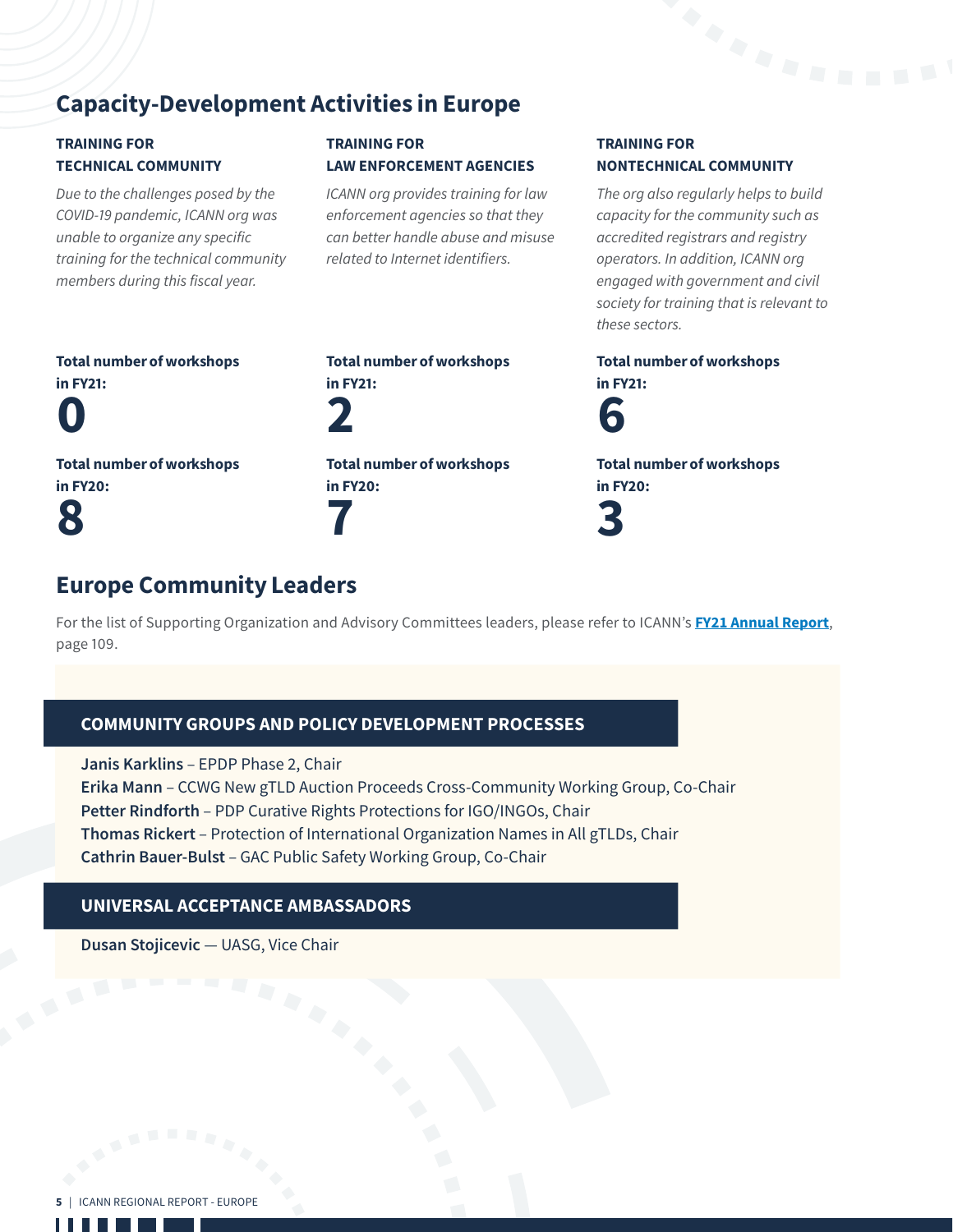## Capacity-Development Activities in Europe

### TRAINING FOR TECHNICAL COMMUNITY

*Due to the challenges posed by the COVID-19 pandemic, ICANN org was unable to organize any specific training for the technical community members during this fiscal year.*

**Total number of workshops in FY21:**

**0**

**Total number of workshops in FY20:**

**8**

### TRAINING FOR LAW ENFORCEMENT AGENCIES

*ICANN org provides training for law enforcement agencies so that they can better handle abuse and misuse related to Internet identifiers.*

**Total number of workshops in FY21:**

**2**

**Total number of workshops in FY20:**

**7**

### TRAINING FOR NONTECHNICAL COMMUNITY

*The org also regularly helps to build capacity for the community such as accredited registrars and registry operators. In addition, ICANN org engaged with government and civil society for training that is relevant to these sectors.*

**Total number of workshops in FY21:**

**6**

**Total number of workshops in FY20:**

**3**

## Europe Community Leaders

For the list of Supporting Organization and Advisory Committees leaders, please refer to ICANN's **FY21 Annual Report**, page 109.

### COMMUNITY GROUPS AND POLICY DEVELOPMENT PROCESSES

**Janis Karklins** – EPDP Phase 2, Chair
**Erika Mann** – CCWG New gTLD Auction Proceeds Cross-Community Working Group, Co-Chair
**Petter Rindforth** – PDP Curative Rights Protections for IGO/INGOs, Chair
**Thomas Rickert** – Protection of International Organization Names in All gTLDs, Chair
**Cathrin Bauer-Bulst** – GAC Public Safety Working Group, Co-Chair

### UNIVERSAL ACCEPTANCE AMBASSADORS

**Dusan Stojicevic** — UASG, Vice Chair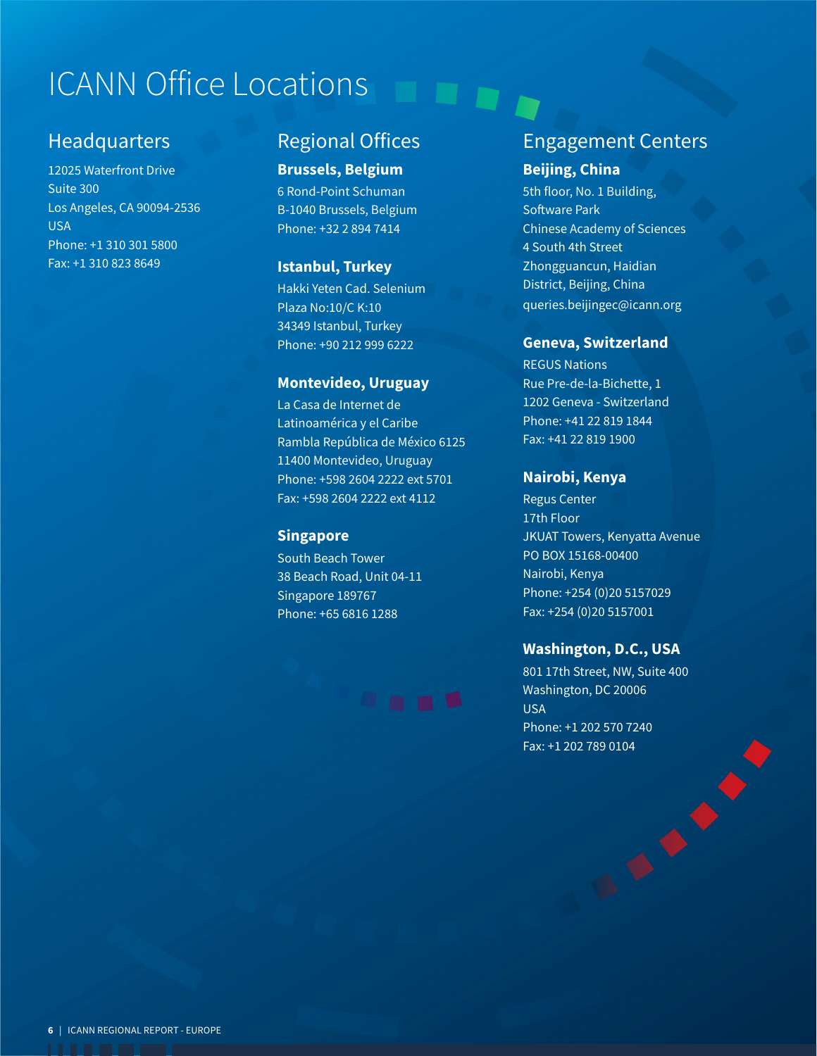# ICANN Office Locations

## Headquarters

12025 Waterfront Drive
Suite 300
Los Angeles, CA 90094-2536
USA
Phone: +1 310 301 5800
Fax: +1 310 823 8649

## Regional Offices

### Brussels, Belgium

6 Rond-Point Schuman
B-1040 Brussels, Belgium
Phone: +32 2 894 7414

### Istanbul, Turkey

Hakki Yeten Cad. Selenium
Plaza No:10/C K:10
34349 Istanbul, Turkey
Phone: +90 212 999 6222

### Montevideo, Uruguay

La Casa de Internet de
Latinoamérica y el Caribe
Rambla República de México 6125
11400 Montevideo, Uruguay
Phone: +598 2604 2222 ext 5701
Fax: +598 2604 2222 ext 4112

### Singapore

South Beach Tower
38 Beach Road, Unit 04-11
Singapore 189767
Phone: +65 6816 1288

## Engagement Centers

### Beijing, China

5th floor, No. 1 Building,
Software Park
Chinese Academy of Sciences
4 South 4th Street
Zhongguancun, Haidian
District, Beijing, China
queries.beijingec@icann.org

### Geneva, Switzerland

REGUS Nations
Rue Pre-de-la-Bichette, 1
1202 Geneva - Switzerland
Phone: +41 22 819 1844
Fax: +41 22 819 1900

### Nairobi, Kenya

Regus Center
17th Floor
JKUAT Towers, Kenyatta Avenue
PO BOX 15168-00400
Nairobi, Kenya
Phone: +254 (0)20 5157029
Fax: +254 (0)20 5157001

### Washington, D.C., USA

801 17th Street, NW, Suite 400
Washington, DC 20006
USA
Phone: +1 202 570 7240
Fax: +1 202 789 0104